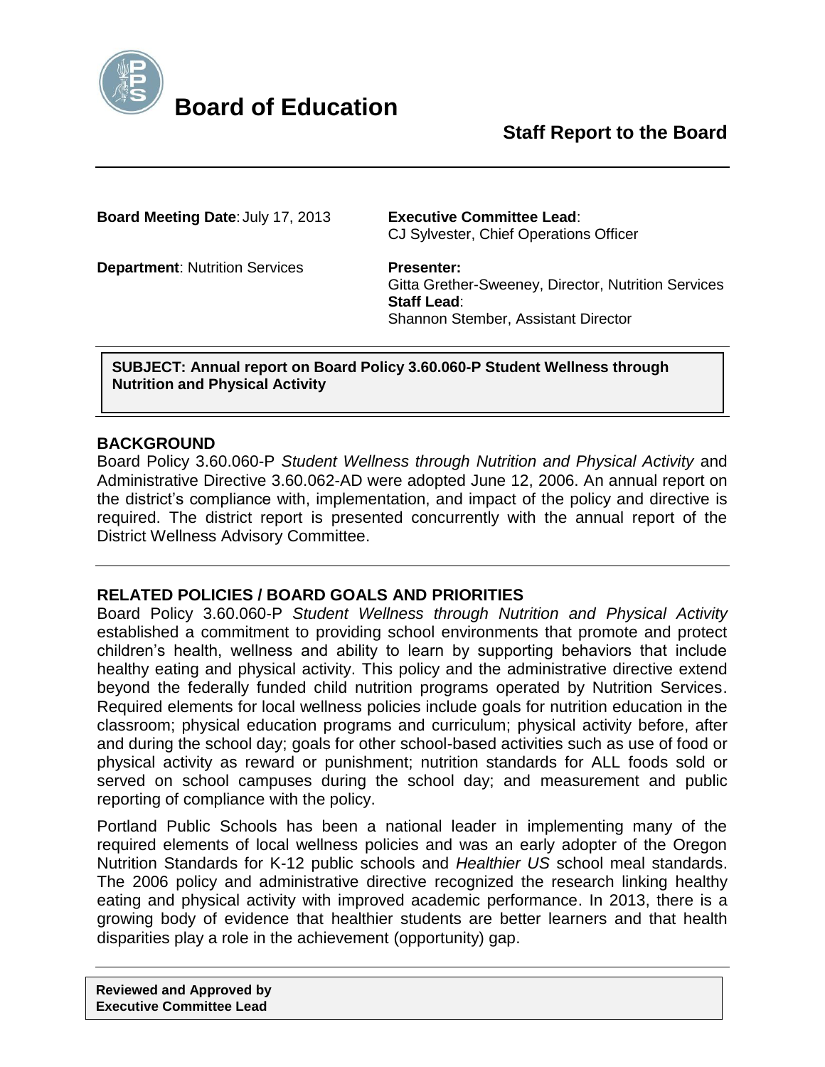# Board of Education

## Staff Report to the Board

**Board Meeting Date**: July 17, 2013

**Executive Committee Lead**: CJ Sylvester, Chief Operations Officer

**Department**: Nutrition Services

**Presenter:** Gitta Grether-Sweeney, Director, Nutrition Services

**Staff Lead**: Shannon Stember, Assistant Director

**SUBJECT: Annual report on Board Policy 3.60.060-P Student Wellness through Nutrition and Physical Activity**

### BACKGROUND

Board Policy 3.60.060-P *Student Wellness through Nutrition and Physical Activity* and Administrative Directive 3.60.062-AD were adopted June 12, 2006. An annual report on the district's compliance with, implementation, and impact of the policy and directive is required. The district report is presented concurrently with the annual report of the District Wellness Advisory Committee.

### RELATED POLICIES / BOARD GOALS AND PRIORITIES

Board Policy 3.60.060-P *Student Wellness through Nutrition and Physical Activity* established a commitment to providing school environments that promote and protect children's health, wellness and ability to learn by supporting behaviors that include healthy eating and physical activity. This policy and the administrative directive extend beyond the federally funded child nutrition programs operated by Nutrition Services. Required elements for local wellness policies include goals for nutrition education in the classroom; physical education programs and curriculum; physical activity before, after and during the school day; goals for other school-based activities such as use of food or physical activity as reward or punishment; nutrition standards for ALL foods sold or served on school campuses during the school day; and measurement and public reporting of compliance with the policy.

Portland Public Schools has been a national leader in implementing many of the required elements of local wellness policies and was an early adopter of the Oregon Nutrition Standards for K-12 public schools and *Healthier US* school meal standards. The 2006 policy and administrative directive recognized the research linking healthy eating and physical activity with improved academic performance. In 2013, there is a growing body of evidence that healthier students are better learners and that health disparities play a role in the achievement (opportunity) gap.

**Reviewed and Approved by Executive Committee Lead**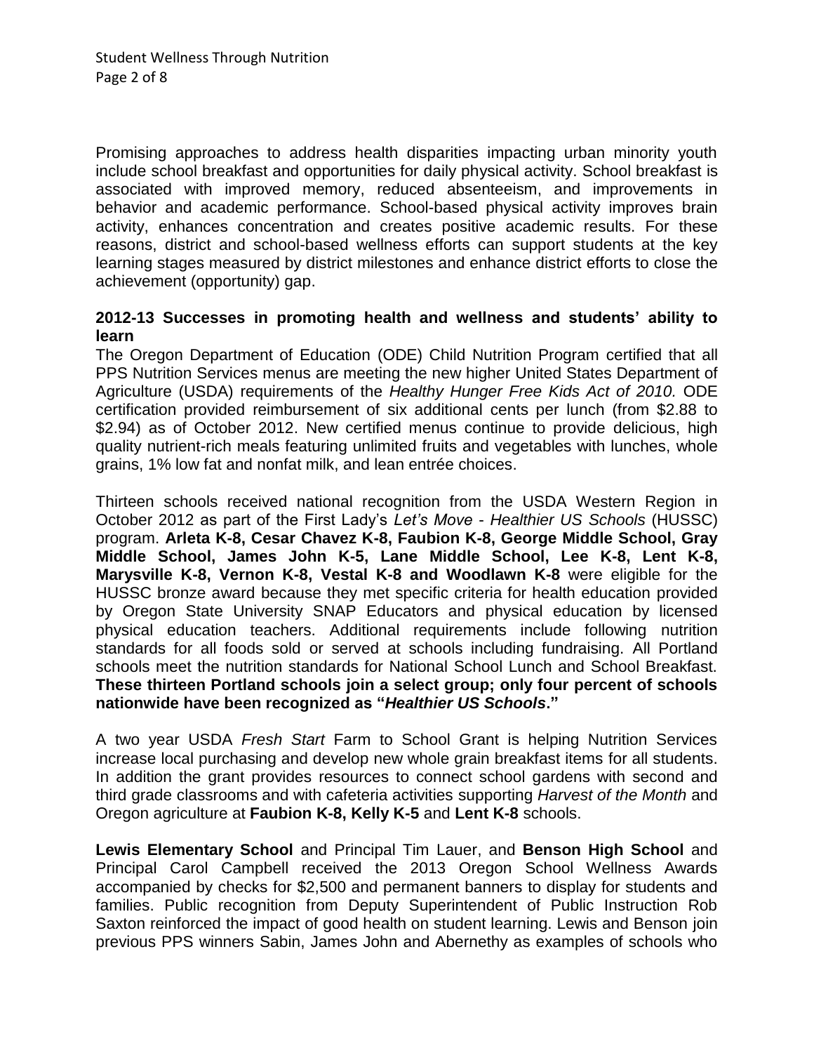Promising approaches to address health disparities impacting urban minority youth include school breakfast and opportunities for daily physical activity. School breakfast is associated with improved memory, reduced absenteeism, and improvements in behavior and academic performance. School-based physical activity improves brain activity, enhances concentration and creates positive academic results. For these reasons, district and school-based wellness efforts can support students at the key learning stages measured by district milestones and enhance district efforts to close the achievement (opportunity) gap.

**2012-13 Successes in promoting health and wellness and students' ability to learn**

The Oregon Department of Education (ODE) Child Nutrition Program certified that all PPS Nutrition Services menus are meeting the new higher United States Department of Agriculture (USDA) requirements of the *Healthy Hunger Free Kids Act of 2010.* ODE certification provided reimbursement of six additional cents per lunch (from $2.88 to $2.94) as of October 2012. New certified menus continue to provide delicious, high quality nutrient-rich meals featuring unlimited fruits and vegetables with lunches, whole grains, 1% low fat and nonfat milk, and lean entrée choices.

Thirteen schools received national recognition from the USDA Western Region in October 2012 as part of the First Lady's *Let's Move - Healthier US Schools* (HUSSC) program. **Arleta K-8, Cesar Chavez K-8, Faubion K-8, George Middle School, Gray Middle School, James John K-5, Lane Middle School, Lee K-8, Lent K-8, Marysville K-8, Vernon K-8, Vestal K-8 and Woodlawn K-8** were eligible for the HUSSC bronze award because they met specific criteria for health education provided by Oregon State University SNAP Educators and physical education by licensed physical education teachers. Additional requirements include following nutrition standards for all foods sold or served at schools including fundraising. All Portland schools meet the nutrition standards for National School Lunch and School Breakfast. **These thirteen Portland schools join a select group; only four percent of schools nationwide have been recognized as "*Healthier US Schools*."**

A two year USDA *Fresh Start* Farm to School Grant is helping Nutrition Services increase local purchasing and develop new whole grain breakfast items for all students. In addition the grant provides resources to connect school gardens with second and third grade classrooms and with cafeteria activities supporting *Harvest of the Month* and Oregon agriculture at **Faubion K-8, Kelly K-5** and **Lent K-8** schools.

**Lewis Elementary School** and Principal Tim Lauer, and **Benson High School** and Principal Carol Campbell received the 2013 Oregon School Wellness Awards accompanied by checks for $2,500 and permanent banners to display for students and families. Public recognition from Deputy Superintendent of Public Instruction Rob Saxton reinforced the impact of good health on student learning. Lewis and Benson join previous PPS winners Sabin, James John and Abernethy as examples of schools who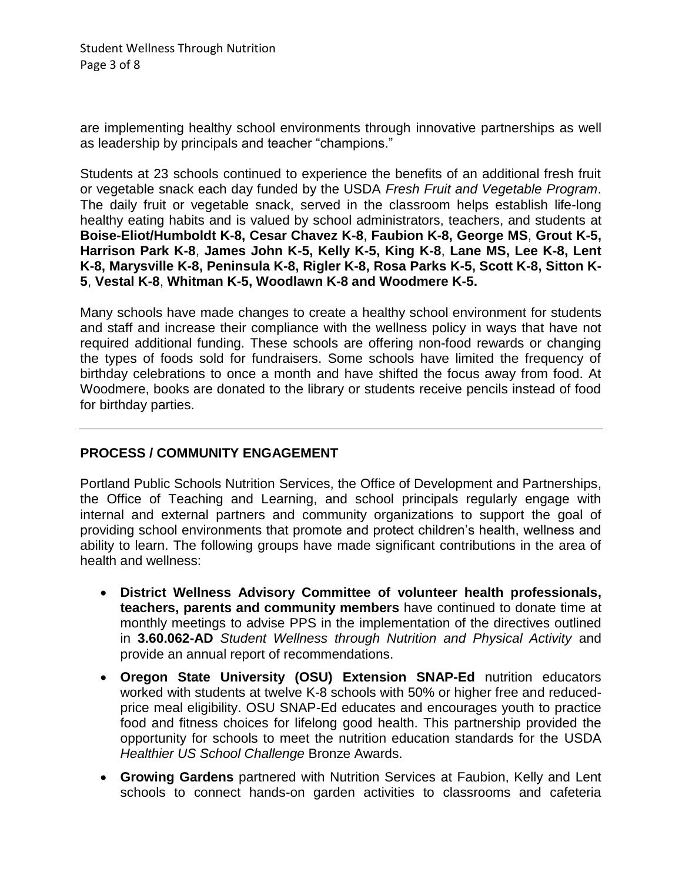are implementing healthy school environments through innovative partnerships as well as leadership by principals and teacher "champions."

Students at 23 schools continued to experience the benefits of an additional fresh fruit or vegetable snack each day funded by the USDA *Fresh Fruit and Vegetable Program*. The daily fruit or vegetable snack, served in the classroom helps establish life-long healthy eating habits and is valued by school administrators, teachers, and students at **Boise-Eliot/Humboldt K-8, Cesar Chavez K-8**, **Faubion K-8, George MS**, **Grout K-5, Harrison Park K-8**, **James John K-5, Kelly K-5, King K-8**, **Lane MS, Lee K-8, Lent K-8, Marysville K-8, Peninsula K-8, Rigler K-8, Rosa Parks K-5, Scott K-8, Sitton K-5**, **Vestal K-8**, **Whitman K-5, Woodlawn K-8 and Woodmere K-5.**

Many schools have made changes to create a healthy school environment for students and staff and increase their compliance with the wellness policy in ways that have not required additional funding. These schools are offering non-food rewards or changing the types of foods sold for fundraisers. Some schools have limited the frequency of birthday celebrations to once a month and have shifted the focus away from food. At Woodmere, books are donated to the library or students receive pencils instead of food for birthday parties.

---

## PROCESS / COMMUNITY ENGAGEMENT

Portland Public Schools Nutrition Services, the Office of Development and Partnerships, the Office of Teaching and Learning, and school principals regularly engage with internal and external partners and community organizations to support the goal of providing school environments that promote and protect children's health, wellness and ability to learn. The following groups have made significant contributions in the area of health and wellness:

- **District Wellness Advisory Committee of volunteer health professionals, teachers, parents and community members** have continued to donate time at monthly meetings to advise PPS in the implementation of the directives outlined in **3.60.062-AD** *Student Wellness through Nutrition and Physical Activity* and provide an annual report of recommendations.
- **Oregon State University (OSU) Extension SNAP-Ed** nutrition educators worked with students at twelve K-8 schools with 50% or higher free and reduced-price meal eligibility. OSU SNAP-Ed educates and encourages youth to practice food and fitness choices for lifelong good health. This partnership provided the opportunity for schools to meet the nutrition education standards for the USDA *Healthier US School Challenge* Bronze Awards.
- **Growing Gardens** partnered with Nutrition Services at Faubion, Kelly and Lent schools to connect hands-on garden activities to classrooms and cafeteria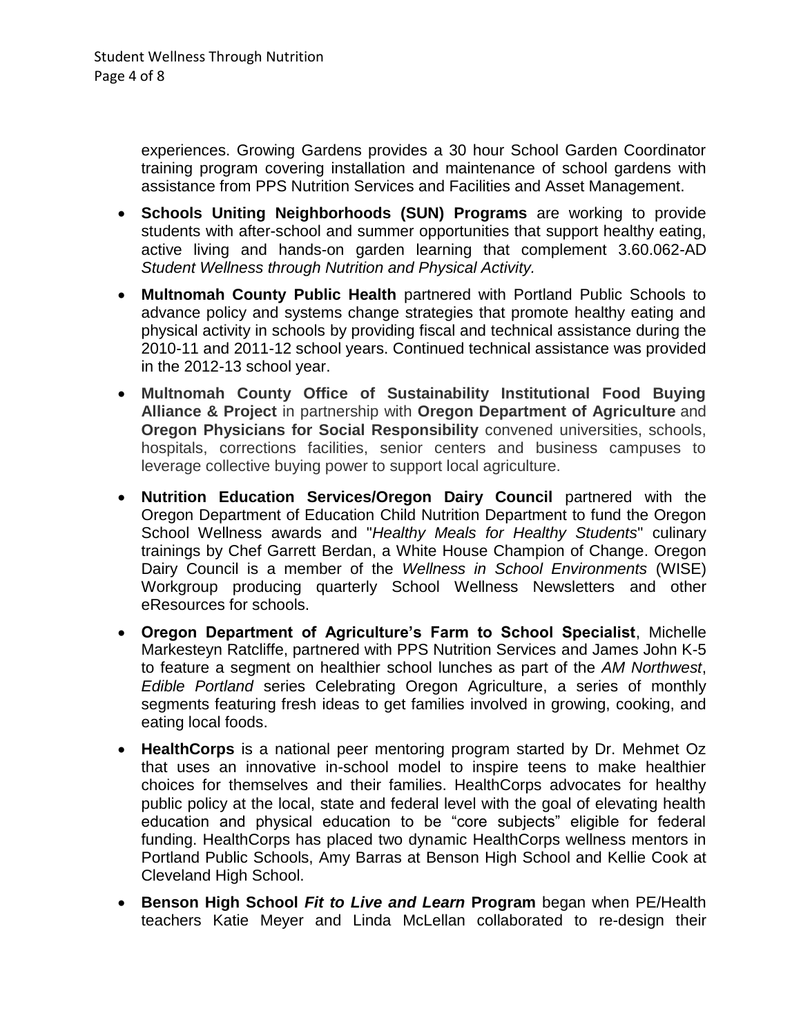experiences. Growing Gardens provides a 30 hour School Garden Coordinator training program covering installation and maintenance of school gardens with assistance from PPS Nutrition Services and Facilities and Asset Management.

- **Schools Uniting Neighborhoods (SUN) Programs** are working to provide students with after-school and summer opportunities that support healthy eating, active living and hands-on garden learning that complement 3.60.062-AD *Student Wellness through Nutrition and Physical Activity.*
- **Multnomah County Public Health** partnered with Portland Public Schools to advance policy and systems change strategies that promote healthy eating and physical activity in schools by providing fiscal and technical assistance during the 2010-11 and 2011-12 school years. Continued technical assistance was provided in the 2012-13 school year.
- **Multnomah County Office of Sustainability Institutional Food Buying Alliance & Project** in partnership with **Oregon Department of Agriculture** and **Oregon Physicians for Social Responsibility** convened universities, schools, hospitals, corrections facilities, senior centers and business campuses to leverage collective buying power to support local agriculture.
- **Nutrition Education Services/Oregon Dairy Council** partnered with the Oregon Department of Education Child Nutrition Department to fund the Oregon School Wellness awards and "*Healthy Meals for Healthy Students*" culinary trainings by Chef Garrett Berdan, a White House Champion of Change. Oregon Dairy Council is a member of the *Wellness in School Environments* (WISE) Workgroup producing quarterly School Wellness Newsletters and other eResources for schools.
- **Oregon Department of Agriculture's Farm to School Specialist**, Michelle Markesteyn Ratcliffe, partnered with PPS Nutrition Services and James John K-5 to feature a segment on healthier school lunches as part of the *AM Northwest*, *Edible Portland* series Celebrating Oregon Agriculture, a series of monthly segments featuring fresh ideas to get families involved in growing, cooking, and eating local foods.
- **HealthCorps** is a national peer mentoring program started by Dr. Mehmet Oz that uses an innovative in-school model to inspire teens to make healthier choices for themselves and their families. HealthCorps advocates for healthy public policy at the local, state and federal level with the goal of elevating health education and physical education to be "core subjects" eligible for federal funding. HealthCorps has placed two dynamic HealthCorps wellness mentors in Portland Public Schools, Amy Barras at Benson High School and Kellie Cook at Cleveland High School.
- **Benson High School *Fit to Live and Learn* Program** began when PE/Health teachers Katie Meyer and Linda McLellan collaborated to re-design their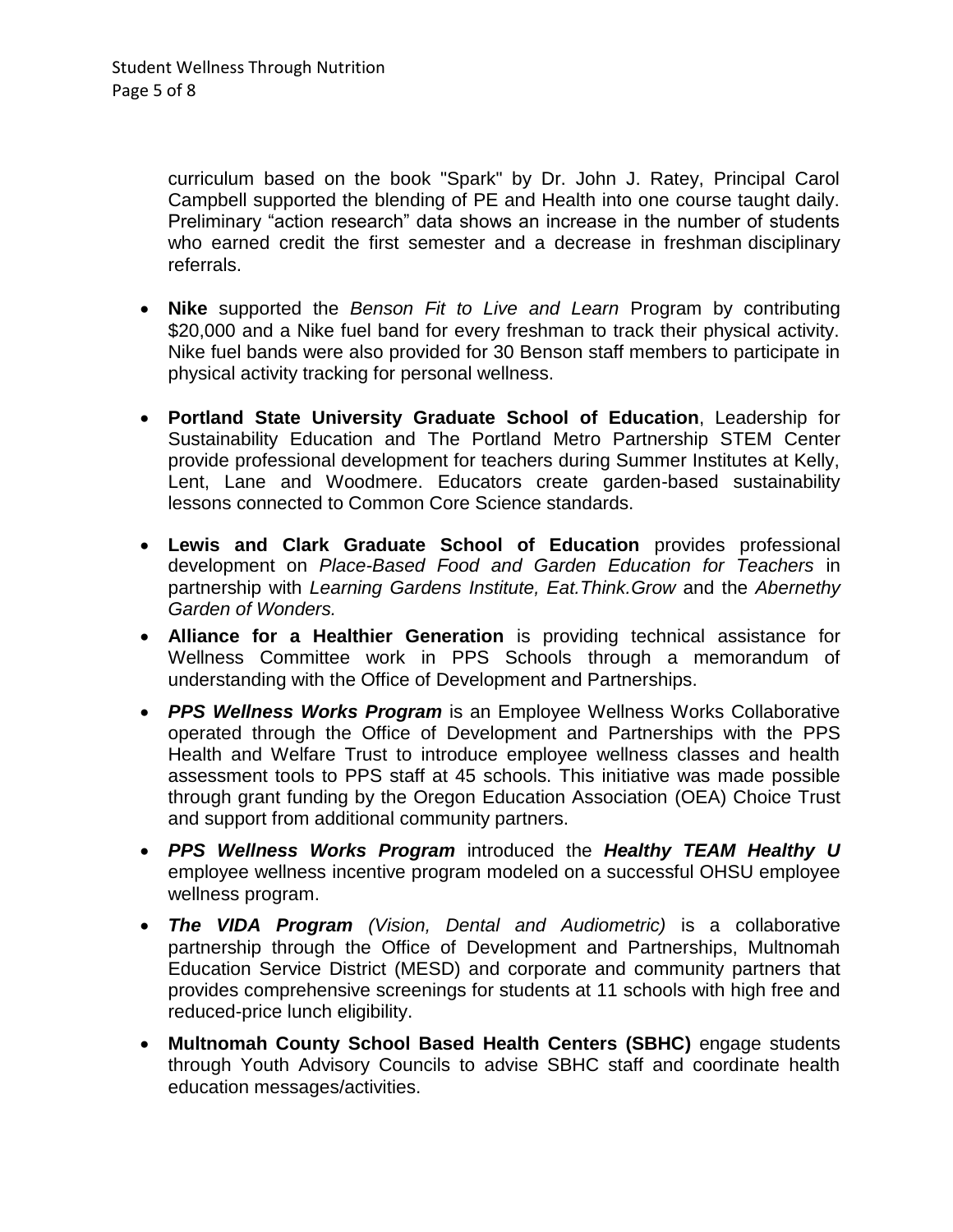curriculum based on the book "Spark" by Dr. John J. Ratey, Principal Carol Campbell supported the blending of PE and Health into one course taught daily. Preliminary "action research" data shows an increase in the number of students who earned credit the first semester and a decrease in freshman disciplinary referrals.

- **Nike** supported the *Benson Fit to Live and Learn* Program by contributing $20,000 and a Nike fuel band for every freshman to track their physical activity. Nike fuel bands were also provided for 30 Benson staff members to participate in physical activity tracking for personal wellness.

- **Portland State University Graduate School of Education**, Leadership for Sustainability Education and The Portland Metro Partnership STEM Center provide professional development for teachers during Summer Institutes at Kelly, Lent, Lane and Woodmere. Educators create garden-based sustainability lessons connected to Common Core Science standards.

- **Lewis and Clark Graduate School of Education** provides professional development on *Place-Based Food and Garden Education for Teachers* in partnership with *Learning Gardens Institute, Eat.Think.Grow* and the *Abernethy Garden of Wonders.*

- **Alliance for a Healthier Generation** is providing technical assistance for Wellness Committee work in PPS Schools through a memorandum of understanding with the Office of Development and Partnerships.

- ***PPS Wellness Works Program*** is an Employee Wellness Works Collaborative operated through the Office of Development and Partnerships with the PPS Health and Welfare Trust to introduce employee wellness classes and health assessment tools to PPS staff at 45 schools. This initiative was made possible through grant funding by the Oregon Education Association (OEA) Choice Trust and support from additional community partners.

- ***PPS Wellness Works Program*** introduced the ***Healthy TEAM Healthy U*** employee wellness incentive program modeled on a successful OHSU employee wellness program.

- ***The VIDA Program*** *(Vision, Dental and Audiometric)* is a collaborative partnership through the Office of Development and Partnerships, Multnomah Education Service District (MESD) and corporate and community partners that provides comprehensive screenings for students at 11 schools with high free and reduced-price lunch eligibility.

- **Multnomah County School Based Health Centers (SBHC)** engage students through Youth Advisory Councils to advise SBHC staff and coordinate health education messages/activities.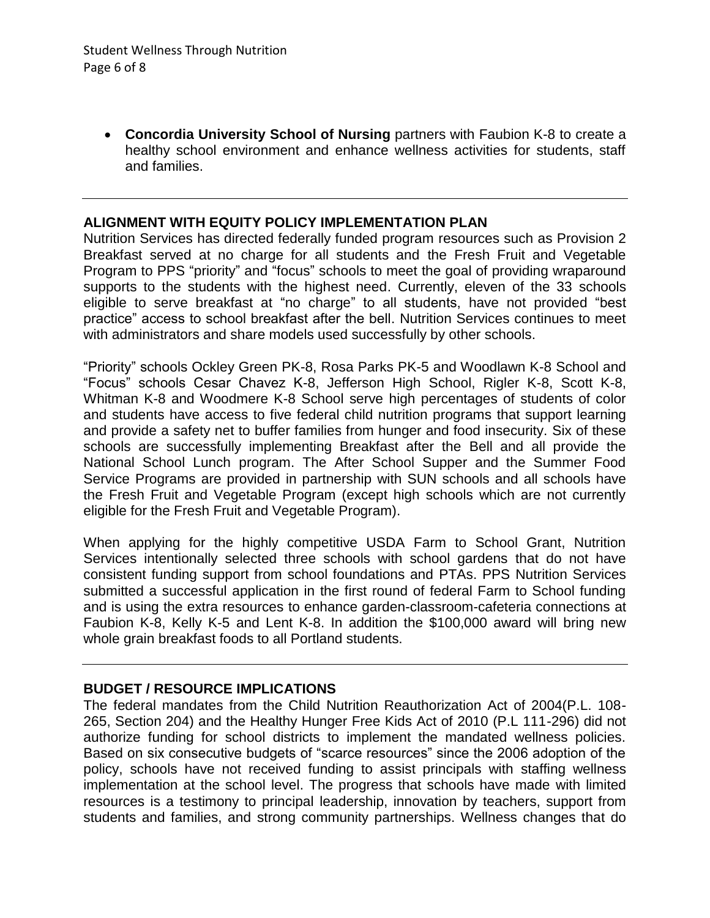- **Concordia University School of Nursing** partners with Faubion K-8 to create a healthy school environment and enhance wellness activities for students, staff and families.

---

## ALIGNMENT WITH EQUITY POLICY IMPLEMENTATION PLAN

Nutrition Services has directed federally funded program resources such as Provision 2 Breakfast served at no charge for all students and the Fresh Fruit and Vegetable Program to PPS "priority" and "focus" schools to meet the goal of providing wraparound supports to the students with the highest need. Currently, eleven of the 33 schools eligible to serve breakfast at "no charge" to all students, have not provided "best practice" access to school breakfast after the bell. Nutrition Services continues to meet with administrators and share models used successfully by other schools.

"Priority" schools Ockley Green PK-8, Rosa Parks PK-5 and Woodlawn K-8 School and "Focus" schools Cesar Chavez K-8, Jefferson High School, Rigler K-8, Scott K-8, Whitman K-8 and Woodmere K-8 School serve high percentages of students of color and students have access to five federal child nutrition programs that support learning and provide a safety net to buffer families from hunger and food insecurity. Six of these schools are successfully implementing Breakfast after the Bell and all provide the National School Lunch program. The After School Supper and the Summer Food Service Programs are provided in partnership with SUN schools and all schools have the Fresh Fruit and Vegetable Program (except high schools which are not currently eligible for the Fresh Fruit and Vegetable Program).

When applying for the highly competitive USDA Farm to School Grant, Nutrition Services intentionally selected three schools with school gardens that do not have consistent funding support from school foundations and PTAs. PPS Nutrition Services submitted a successful application in the first round of federal Farm to School funding and is using the extra resources to enhance garden-classroom-cafeteria connections at Faubion K-8, Kelly K-5 and Lent K-8. In addition the $100,000 award will bring new whole grain breakfast foods to all Portland students.

---

## BUDGET / RESOURCE IMPLICATIONS

The federal mandates from the Child Nutrition Reauthorization Act of 2004(P.L. 108-265, Section 204) and the Healthy Hunger Free Kids Act of 2010 (P.L 111-296) did not authorize funding for school districts to implement the mandated wellness policies. Based on six consecutive budgets of "scarce resources" since the 2006 adoption of the policy, schools have not received funding to assist principals with staffing wellness implementation at the school level. The progress that schools have made with limited resources is a testimony to principal leadership, innovation by teachers, support from students and families, and strong community partnerships. Wellness changes that do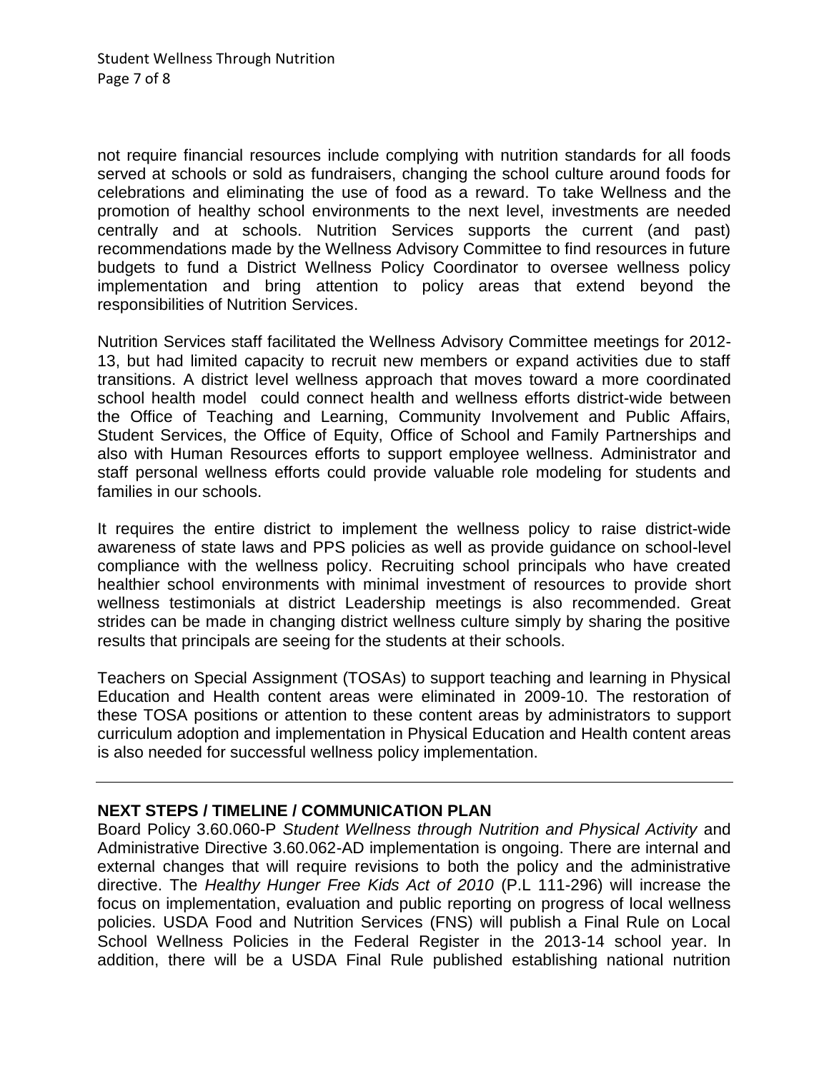not require financial resources include complying with nutrition standards for all foods served at schools or sold as fundraisers, changing the school culture around foods for celebrations and eliminating the use of food as a reward. To take Wellness and the promotion of healthy school environments to the next level, investments are needed centrally and at schools. Nutrition Services supports the current (and past) recommendations made by the Wellness Advisory Committee to find resources in future budgets to fund a District Wellness Policy Coordinator to oversee wellness policy implementation and bring attention to policy areas that extend beyond the responsibilities of Nutrition Services.

Nutrition Services staff facilitated the Wellness Advisory Committee meetings for 2012-13, but had limited capacity to recruit new members or expand activities due to staff transitions. A district level wellness approach that moves toward a more coordinated school health model could connect health and wellness efforts district-wide between the Office of Teaching and Learning, Community Involvement and Public Affairs, Student Services, the Office of Equity, Office of School and Family Partnerships and also with Human Resources efforts to support employee wellness. Administrator and staff personal wellness efforts could provide valuable role modeling for students and families in our schools.

It requires the entire district to implement the wellness policy to raise district-wide awareness of state laws and PPS policies as well as provide guidance on school-level compliance with the wellness policy. Recruiting school principals who have created healthier school environments with minimal investment of resources to provide short wellness testimonials at district Leadership meetings is also recommended. Great strides can be made in changing district wellness culture simply by sharing the positive results that principals are seeing for the students at their schools.

Teachers on Special Assignment (TOSAs) to support teaching and learning in Physical Education and Health content areas were eliminated in 2009-10. The restoration of these TOSA positions or attention to these content areas by administrators to support curriculum adoption and implementation in Physical Education and Health content areas is also needed for successful wellness policy implementation.

---

**NEXT STEPS / TIMELINE / COMMUNICATION PLAN**

Board Policy 3.60.060-P *Student Wellness through Nutrition and Physical Activity* and Administrative Directive 3.60.062-AD implementation is ongoing. There are internal and external changes that will require revisions to both the policy and the administrative directive. The *Healthy Hunger Free Kids Act of 2010* (P.L 111-296) will increase the focus on implementation, evaluation and public reporting on progress of local wellness policies. USDA Food and Nutrition Services (FNS) will publish a Final Rule on Local School Wellness Policies in the Federal Register in the 2013-14 school year. In addition, there will be a USDA Final Rule published establishing national nutrition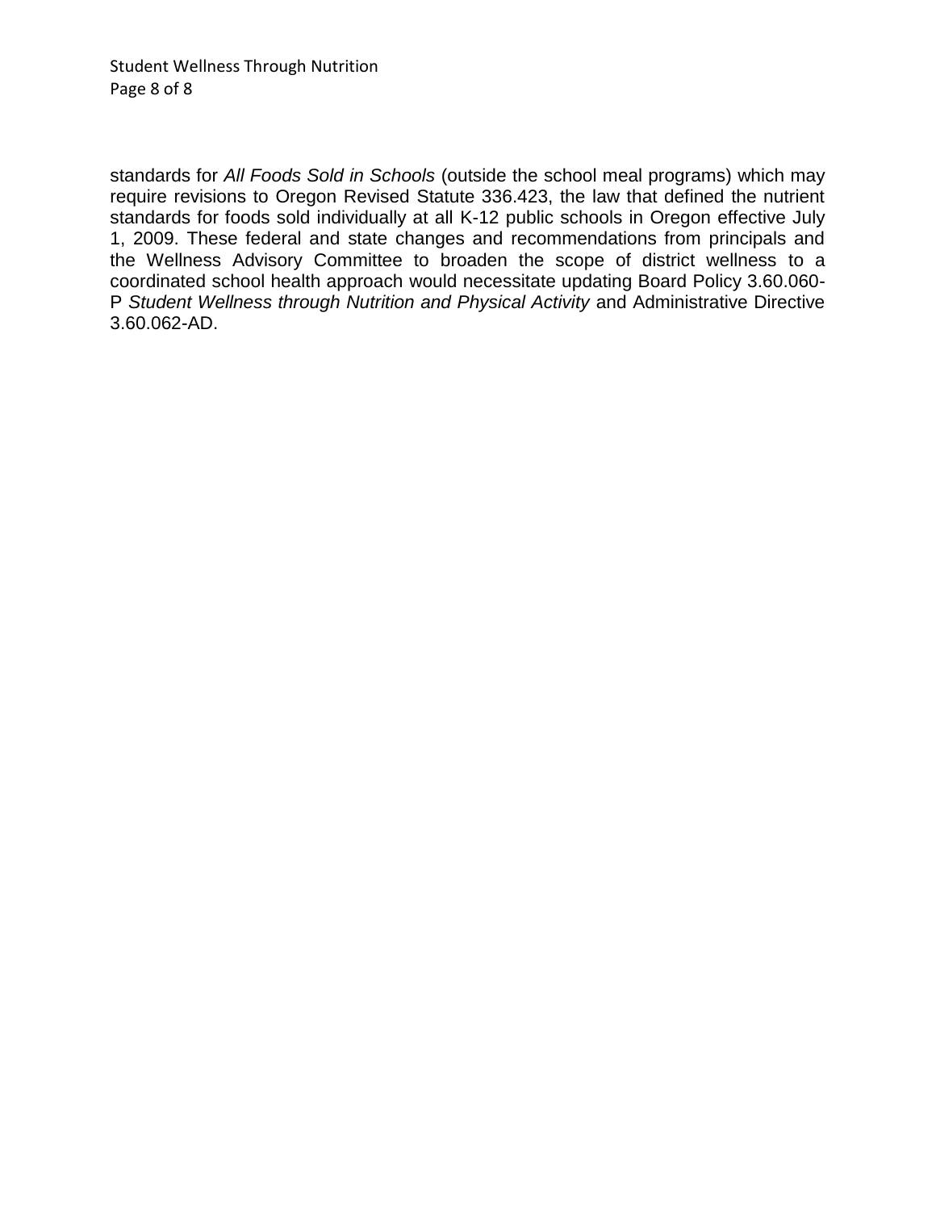standards for *All Foods Sold in Schools* (outside the school meal programs) which may require revisions to Oregon Revised Statute 336.423, the law that defined the nutrient standards for foods sold individually at all K-12 public schools in Oregon effective July 1, 2009. These federal and state changes and recommendations from principals and the Wellness Advisory Committee to broaden the scope of district wellness to a coordinated school health approach would necessitate updating Board Policy 3.60.060-P *Student Wellness through Nutrition and Physical Activity* and Administrative Directive 3.60.062-AD.